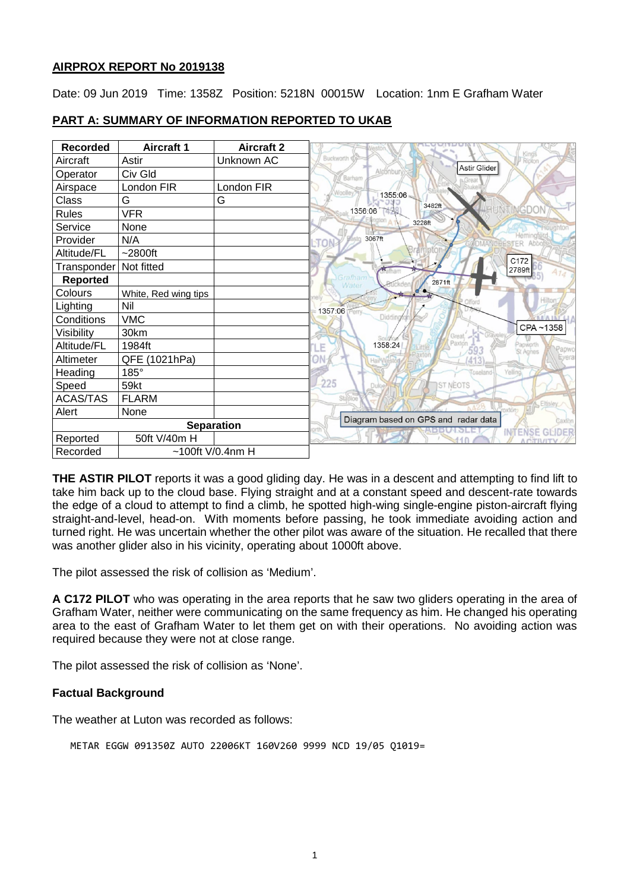## AIRPROX REPORT No 2019138

Date: 09 Jun 2019 Time: 1358Z Position: 5218N 00015W Location: 1nm E Grafham Water

### PART A: SUMMARY OF INFORMATION REPORTED TO UKAB

| Recorded | Aircraft 1 | Aircraft 2 |
|---|---|---|
| Aircraft | Astir | Unknown AC |
| Operator | Civ Gld | |
| Airspace | London FIR | London FIR |
| Class | G | G |
| Rules | VFR | |
| Service | None | |
| Provider | N/A | |
| Altitude/FL | ~2800ft | |
| Transponder | Not fitted | |
| **Reported** | | |
| Colours | White, Red wing tips | |
| Lighting | Nil | |
| Conditions | VMC | |
| Visibility | 30km | |
| Altitude/FL | 1984ft | |
| Altimeter | QFE (1021hPa) | |
| Heading | 185° | |
| Speed | 59kt | |
| ACAS/TAS | FLARM | |
| Alert | None | |
| **Separation** | | |
| Reported | 50ft V/40m H | |
| Recorded | ~100ft V/0.4nm H | |

Diagram based on GPS and radar data

**THE ASTIR PILOT** reports it was a good gliding day. He was in a descent and attempting to find lift to take him back up to the cloud base. Flying straight and at a constant speed and descent-rate towards the edge of a cloud to attempt to find a climb, he spotted high-wing single-engine piston-aircraft flying straight-and-level, head-on. With moments before passing, he took immediate avoiding action and turned right. He was uncertain whether the other pilot was aware of the situation. He recalled that there was another glider also in his vicinity, operating about 1000ft above.

The pilot assessed the risk of collision as 'Medium'.

**A C172 PILOT** who was operating in the area reports that he saw two gliders operating in the area of Grafham Water, neither were communicating on the same frequency as him. He changed his operating area to the east of Grafham Water to let them get on with their operations. No avoiding action was required because they were not at close range.

The pilot assessed the risk of collision as 'None'.

### Factual Background

The weather at Luton was recorded as follows:

```
METAR EGGW 091350Z AUTO 22006KT 160V260 9999 NCD 19/05 Q1019=
```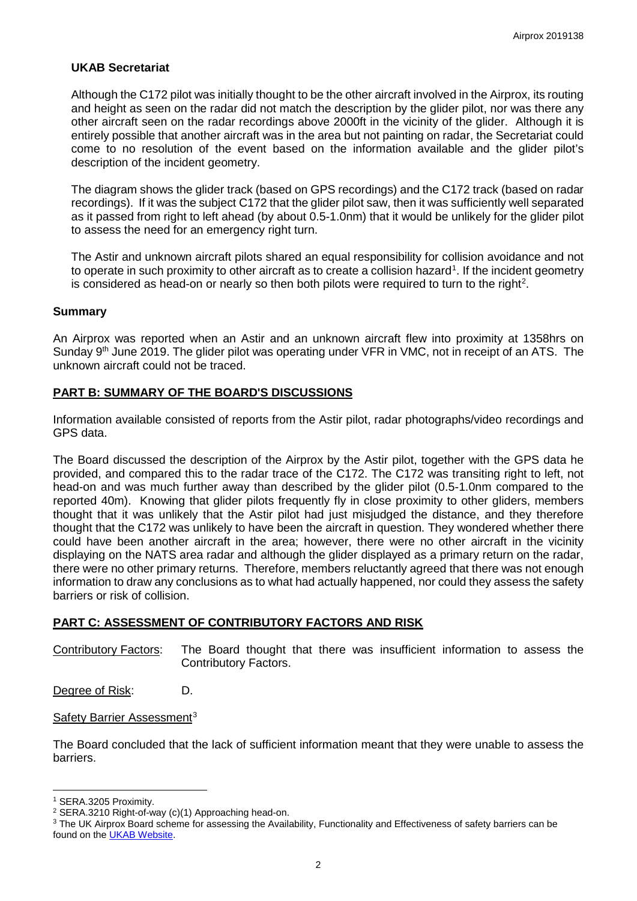### UKAB Secretariat

Although the C172 pilot was initially thought to be the other aircraft involved in the Airprox, its routing and height as seen on the radar did not match the description by the glider pilot, nor was there any other aircraft seen on the radar recordings above 2000ft in the vicinity of the glider. Although it is entirely possible that another aircraft was in the area but not painting on radar, the Secretariat could come to no resolution of the event based on the information available and the glider pilot's description of the incident geometry.

The diagram shows the glider track (based on GPS recordings) and the C172 track (based on radar recordings). If it was the subject C172 that the glider pilot saw, then it was sufficiently well separated as it passed from right to left ahead (by about 0.5-1.0nm) that it would be unlikely for the glider pilot to assess the need for an emergency right turn.

The Astir and unknown aircraft pilots shared an equal responsibility for collision avoidance and not to operate in such proximity to other aircraft as to create a collision hazard[1]. If the incident geometry is considered as head-on or nearly so then both pilots were required to turn to the right[2].

### Summary

An Airprox was reported when an Astir and an unknown aircraft flew into proximity at 1358hrs on Sunday 9th June 2019. The glider pilot was operating under VFR in VMC, not in receipt of an ATS. The unknown aircraft could not be traced.

## PART B: SUMMARY OF THE BOARD'S DISCUSSIONS

Information available consisted of reports from the Astir pilot, radar photographs/video recordings and GPS data.

The Board discussed the description of the Airprox by the Astir pilot, together with the GPS data he provided, and compared this to the radar trace of the C172. The C172 was transiting right to left, not head-on and was much further away than described by the glider pilot (0.5-1.0nm compared to the reported 40m). Knowing that glider pilots frequently fly in close proximity to other gliders, members thought that it was unlikely that the Astir pilot had just misjudged the distance, and they therefore thought that the C172 was unlikely to have been the aircraft in question. They wondered whether there could have been another aircraft in the area; however, there were no other aircraft in the vicinity displaying on the NATS area radar and although the glider displayed as a primary return on the radar, there were no other primary returns. Therefore, members reluctantly agreed that there was not enough information to draw any conclusions as to what had actually happened, nor could they assess the safety barriers or risk of collision.

## PART C: ASSESSMENT OF CONTRIBUTORY FACTORS AND RISK

Contributory Factors: The Board thought that there was insufficient information to assess the Contributory Factors.

Degree of Risk: D.

Safety Barrier Assessment[3]

The Board concluded that the lack of sufficient information meant that they were unable to assess the barriers.

[1] SERA.3205 Proximity.

[2] SERA.3210 Right-of-way (c)(1) Approaching head-on.

[3] The UK Airprox Board scheme for assessing the Availability, Functionality and Effectiveness of safety barriers can be found on the UKAB Website.